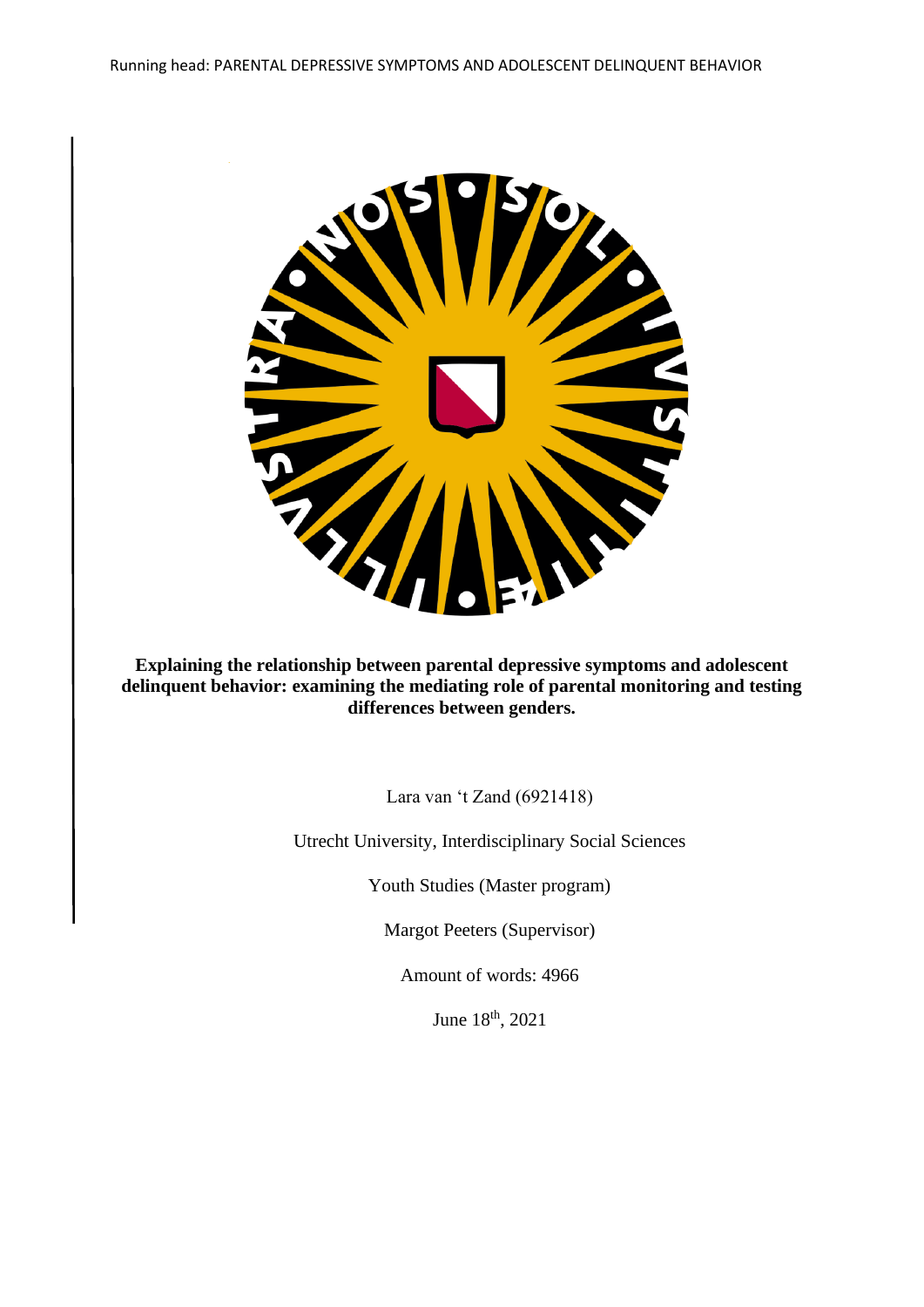**Explaining the relationship between parental depressive symptoms and adolescent delinquent behavior: examining the mediating role of parental monitoring and testing differences between genders.**

Lara van 't Zand (6921418)

Utrecht University, Interdisciplinary Social Sciences

Youth Studies (Master program)

Margot Peeters (Supervisor)

Amount of words: 4966

June 18th, 2021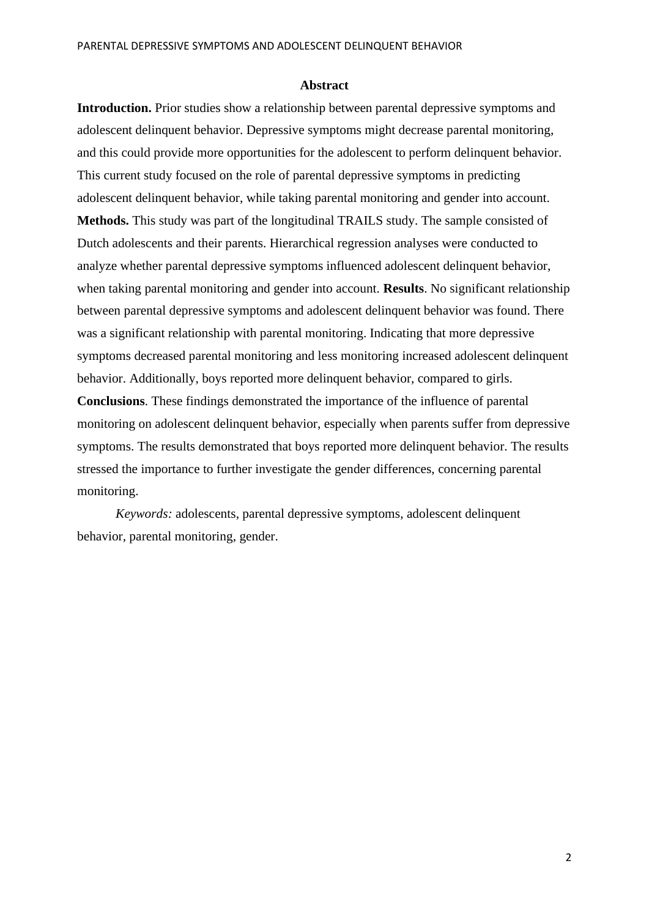## Abstract

**Introduction.** Prior studies show a relationship between parental depressive symptoms and adolescent delinquent behavior. Depressive symptoms might decrease parental monitoring, and this could provide more opportunities for the adolescent to perform delinquent behavior. This current study focused on the role of parental depressive symptoms in predicting adolescent delinquent behavior, while taking parental monitoring and gender into account. **Methods.** This study was part of the longitudinal TRAILS study. The sample consisted of Dutch adolescents and their parents. Hierarchical regression analyses were conducted to analyze whether parental depressive symptoms influenced adolescent delinquent behavior, when taking parental monitoring and gender into account. **Results**. No significant relationship between parental depressive symptoms and adolescent delinquent behavior was found. There was a significant relationship with parental monitoring. Indicating that more depressive symptoms decreased parental monitoring and less monitoring increased adolescent delinquent behavior. Additionally, boys reported more delinquent behavior, compared to girls. **Conclusions**. These findings demonstrated the importance of the influence of parental monitoring on adolescent delinquent behavior, especially when parents suffer from depressive symptoms. The results demonstrated that boys reported more delinquent behavior. The results stressed the importance to further investigate the gender differences, concerning parental monitoring.

*Keywords:* adolescents, parental depressive symptoms, adolescent delinquent behavior, parental monitoring, gender.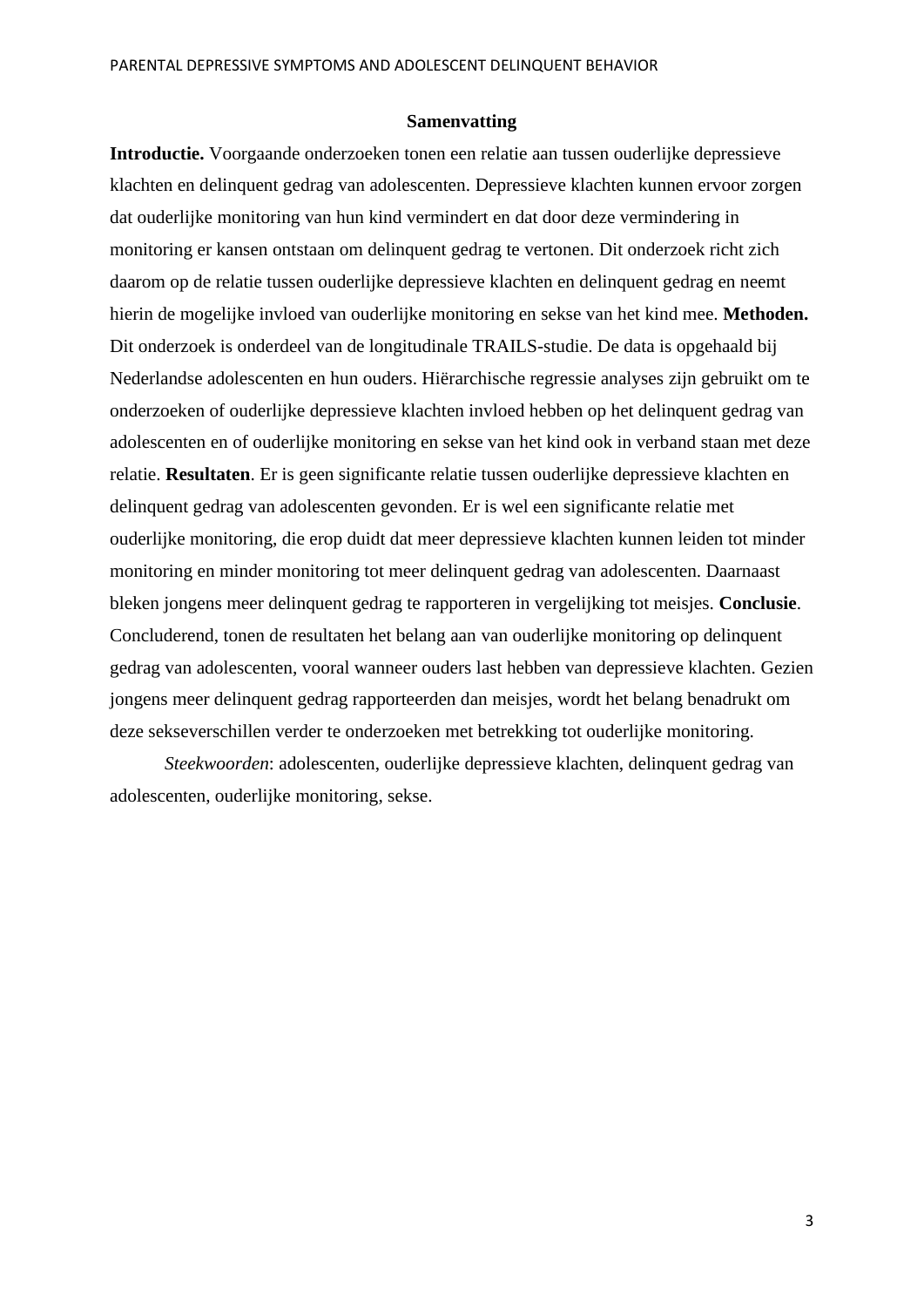## Samenvatting

**Introductie.** Voorgaande onderzoeken tonen een relatie aan tussen ouderlijke depressieve klachten en delinquent gedrag van adolescenten. Depressieve klachten kunnen ervoor zorgen dat ouderlijke monitoring van hun kind vermindert en dat door deze vermindering in monitoring er kansen ontstaan om delinquent gedrag te vertonen. Dit onderzoek richt zich daarom op de relatie tussen ouderlijke depressieve klachten en delinquent gedrag en neemt hierin de mogelijke invloed van ouderlijke monitoring en sekse van het kind mee. **Methoden.** Dit onderzoek is onderdeel van de longitudinale TRAILS-studie. De data is opgehaald bij Nederlandse adolescenten en hun ouders. Hiërarchische regressie analyses zijn gebruikt om te onderzoeken of ouderlijke depressieve klachten invloed hebben op het delinquent gedrag van adolescenten en of ouderlijke monitoring en sekse van het kind ook in verband staan met deze relatie. **Resultaten**. Er is geen significante relatie tussen ouderlijke depressieve klachten en delinquent gedrag van adolescenten gevonden. Er is wel een significante relatie met ouderlijke monitoring, die erop duidt dat meer depressieve klachten kunnen leiden tot minder monitoring en minder monitoring tot meer delinquent gedrag van adolescenten. Daarnaast bleken jongens meer delinquent gedrag te rapporteren in vergelijking tot meisjes. **Conclusie**. Concluderend, tonen de resultaten het belang aan van ouderlijke monitoring op delinquent gedrag van adolescenten, vooral wanneer ouders last hebben van depressieve klachten. Gezien jongens meer delinquent gedrag rapporteerden dan meisjes, wordt het belang benadrukt om deze sekseverschillen verder te onderzoeken met betrekking tot ouderlijke monitoring.

*Steekwoorden*: adolescenten, ouderlijke depressieve klachten, delinquent gedrag van adolescenten, ouderlijke monitoring, sekse.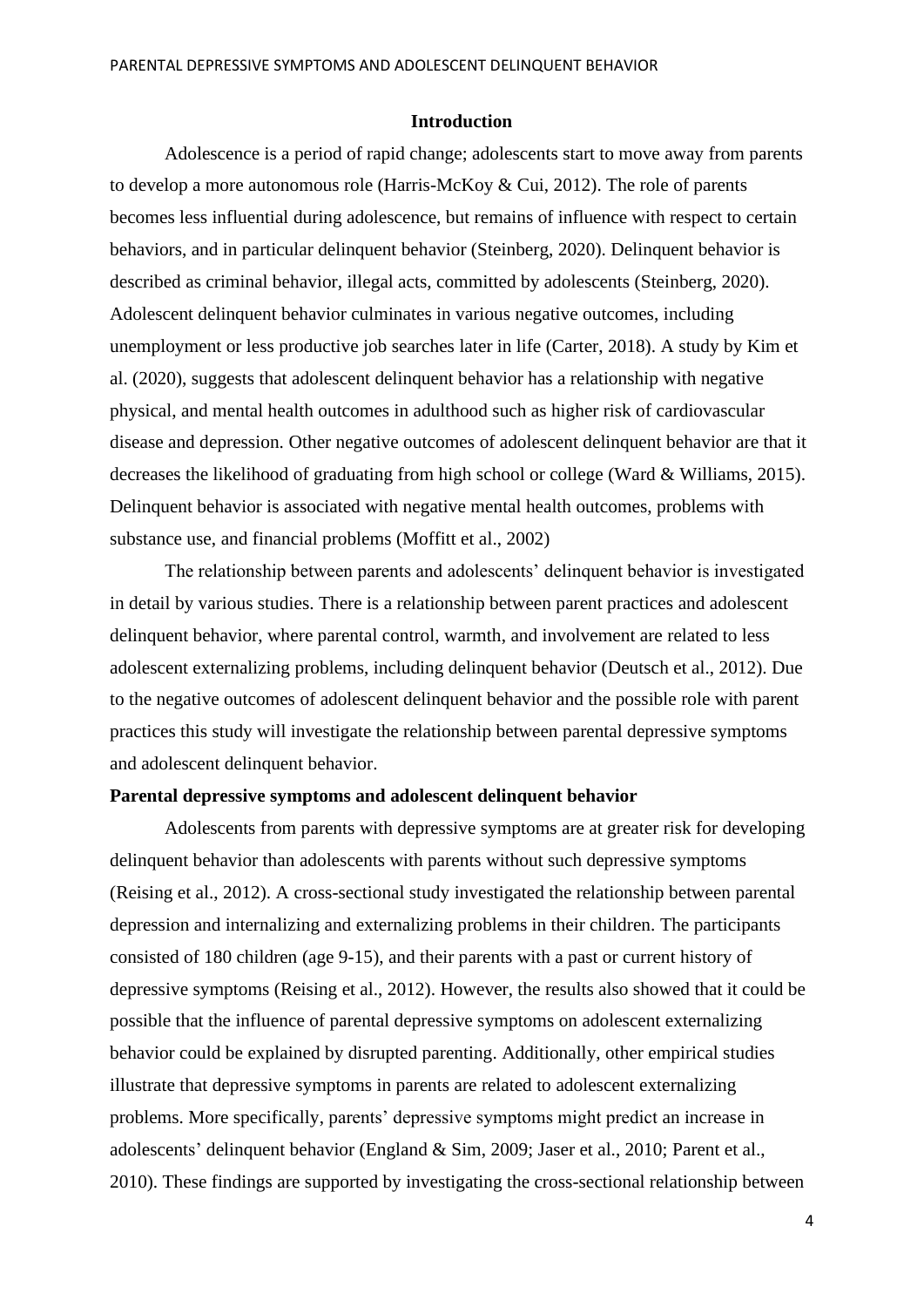## Introduction

Adolescence is a period of rapid change; adolescents start to move away from parents to develop a more autonomous role (Harris-McKoy & Cui, 2012). The role of parents becomes less influential during adolescence, but remains of influence with respect to certain behaviors, and in particular delinquent behavior (Steinberg, 2020). Delinquent behavior is described as criminal behavior, illegal acts, committed by adolescents (Steinberg, 2020). Adolescent delinquent behavior culminates in various negative outcomes, including unemployment or less productive job searches later in life (Carter, 2018). A study by Kim et al. (2020), suggests that adolescent delinquent behavior has a relationship with negative physical, and mental health outcomes in adulthood such as higher risk of cardiovascular disease and depression. Other negative outcomes of adolescent delinquent behavior are that it decreases the likelihood of graduating from high school or college (Ward & Williams, 2015). Delinquent behavior is associated with negative mental health outcomes, problems with substance use, and financial problems (Moffitt et al., 2002)

The relationship between parents and adolescents' delinquent behavior is investigated in detail by various studies. There is a relationship between parent practices and adolescent delinquent behavior, where parental control, warmth, and involvement are related to less adolescent externalizing problems, including delinquent behavior (Deutsch et al., 2012). Due to the negative outcomes of adolescent delinquent behavior and the possible role with parent practices this study will investigate the relationship between parental depressive symptoms and adolescent delinquent behavior.

### Parental depressive symptoms and adolescent delinquent behavior

Adolescents from parents with depressive symptoms are at greater risk for developing delinquent behavior than adolescents with parents without such depressive symptoms (Reising et al., 2012). A cross-sectional study investigated the relationship between parental depression and internalizing and externalizing problems in their children. The participants consisted of 180 children (age 9-15), and their parents with a past or current history of depressive symptoms (Reising et al., 2012). However, the results also showed that it could be possible that the influence of parental depressive symptoms on adolescent externalizing behavior could be explained by disrupted parenting. Additionally, other empirical studies illustrate that depressive symptoms in parents are related to adolescent externalizing problems. More specifically, parents' depressive symptoms might predict an increase in adolescents' delinquent behavior (England & Sim, 2009; Jaser et al., 2010; Parent et al., 2010). These findings are supported by investigating the cross-sectional relationship between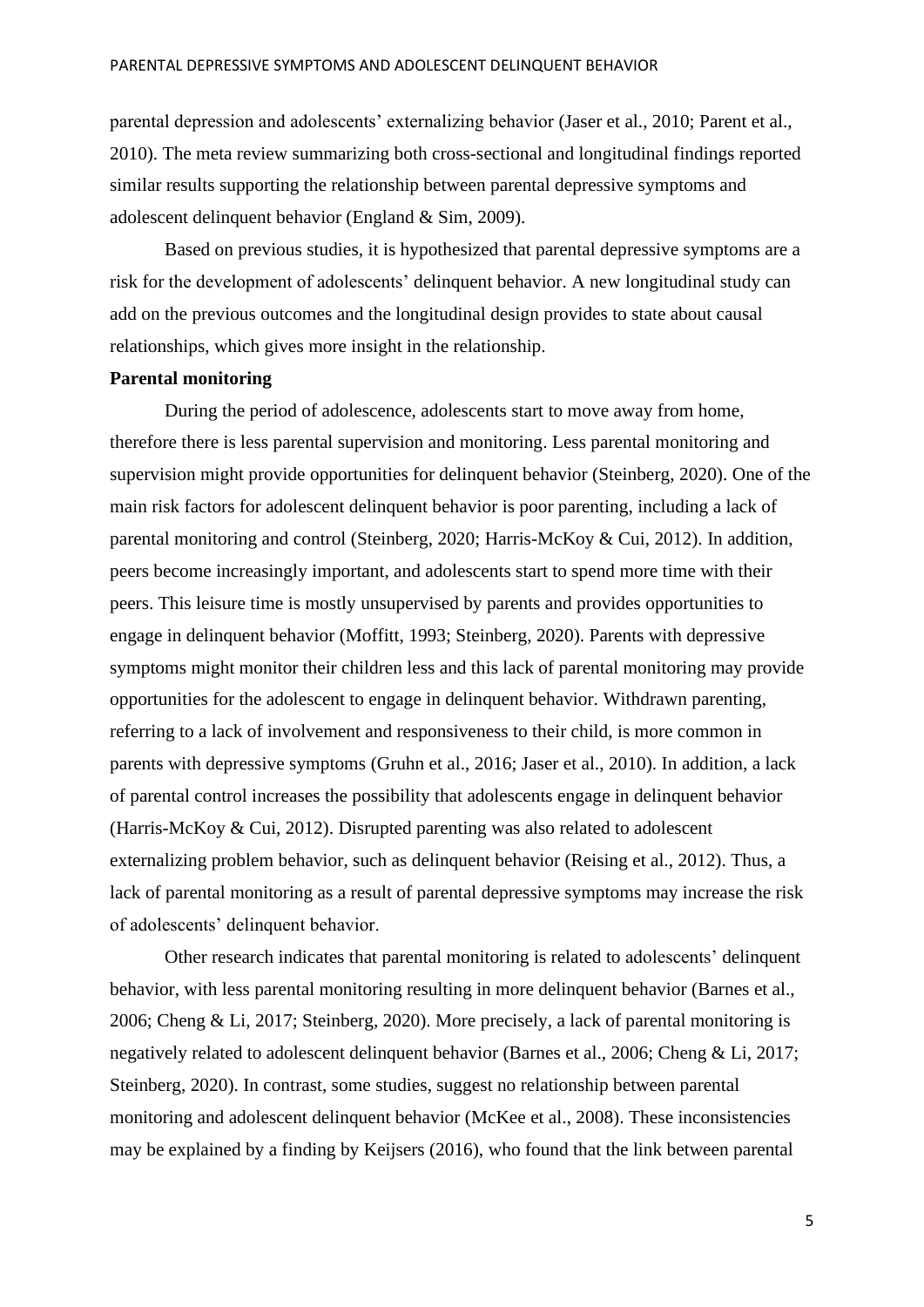parental depression and adolescents' externalizing behavior (Jaser et al., 2010; Parent et al., 2010). The meta review summarizing both cross-sectional and longitudinal findings reported similar results supporting the relationship between parental depressive symptoms and adolescent delinquent behavior (England & Sim, 2009).

Based on previous studies, it is hypothesized that parental depressive symptoms are a risk for the development of adolescents' delinquent behavior. A new longitudinal study can add on the previous outcomes and the longitudinal design provides to state about causal relationships, which gives more insight in the relationship.

**Parental monitoring**

During the period of adolescence, adolescents start to move away from home, therefore there is less parental supervision and monitoring. Less parental monitoring and supervision might provide opportunities for delinquent behavior (Steinberg, 2020). One of the main risk factors for adolescent delinquent behavior is poor parenting, including a lack of parental monitoring and control (Steinberg, 2020; Harris-McKoy & Cui, 2012). In addition, peers become increasingly important, and adolescents start to spend more time with their peers. This leisure time is mostly unsupervised by parents and provides opportunities to engage in delinquent behavior (Moffitt, 1993; Steinberg, 2020). Parents with depressive symptoms might monitor their children less and this lack of parental monitoring may provide opportunities for the adolescent to engage in delinquent behavior. Withdrawn parenting, referring to a lack of involvement and responsiveness to their child, is more common in parents with depressive symptoms (Gruhn et al., 2016; Jaser et al., 2010). In addition, a lack of parental control increases the possibility that adolescents engage in delinquent behavior (Harris-McKoy & Cui, 2012). Disrupted parenting was also related to adolescent externalizing problem behavior, such as delinquent behavior (Reising et al., 2012). Thus, a lack of parental monitoring as a result of parental depressive symptoms may increase the risk of adolescents' delinquent behavior.

Other research indicates that parental monitoring is related to adolescents' delinquent behavior, with less parental monitoring resulting in more delinquent behavior (Barnes et al., 2006; Cheng & Li, 2017; Steinberg, 2020). More precisely, a lack of parental monitoring is negatively related to adolescent delinquent behavior (Barnes et al., 2006; Cheng & Li, 2017; Steinberg, 2020). In contrast, some studies, suggest no relationship between parental monitoring and adolescent delinquent behavior (McKee et al., 2008). These inconsistencies may be explained by a finding by Keijsers (2016), who found that the link between parental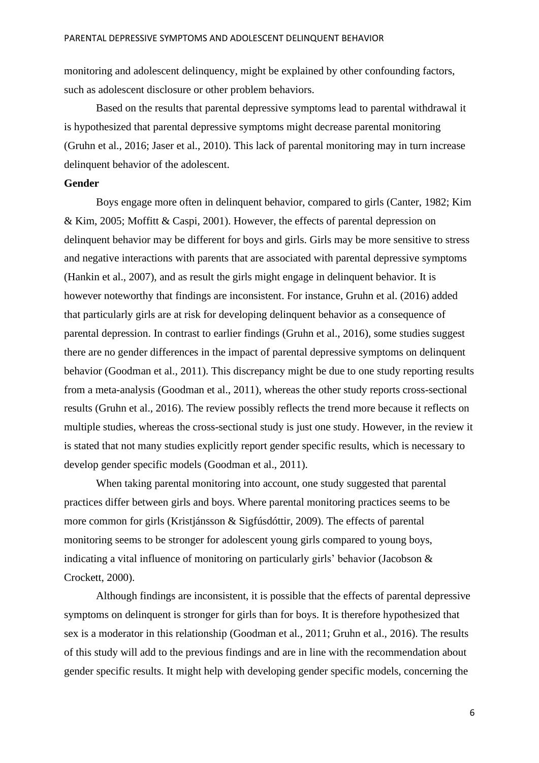monitoring and adolescent delinquency, might be explained by other confounding factors, such as adolescent disclosure or other problem behaviors.

Based on the results that parental depressive symptoms lead to parental withdrawal it is hypothesized that parental depressive symptoms might decrease parental monitoring (Gruhn et al., 2016; Jaser et al., 2010). This lack of parental monitoring may in turn increase delinquent behavior of the adolescent.

**Gender**

Boys engage more often in delinquent behavior, compared to girls (Canter, 1982; Kim & Kim, 2005; Moffitt & Caspi, 2001). However, the effects of parental depression on delinquent behavior may be different for boys and girls. Girls may be more sensitive to stress and negative interactions with parents that are associated with parental depressive symptoms (Hankin et al., 2007), and as result the girls might engage in delinquent behavior. It is however noteworthy that findings are inconsistent. For instance, Gruhn et al. (2016) added that particularly girls are at risk for developing delinquent behavior as a consequence of parental depression. In contrast to earlier findings (Gruhn et al., 2016), some studies suggest there are no gender differences in the impact of parental depressive symptoms on delinquent behavior (Goodman et al., 2011). This discrepancy might be due to one study reporting results from a meta-analysis (Goodman et al., 2011), whereas the other study reports cross-sectional results (Gruhn et al., 2016). The review possibly reflects the trend more because it reflects on multiple studies, whereas the cross-sectional study is just one study. However, in the review it is stated that not many studies explicitly report gender specific results, which is necessary to develop gender specific models (Goodman et al., 2011).

When taking parental monitoring into account, one study suggested that parental practices differ between girls and boys. Where parental monitoring practices seems to be more common for girls (Kristjánsson & Sigfúsdóttir, 2009). The effects of parental monitoring seems to be stronger for adolescent young girls compared to young boys, indicating a vital influence of monitoring on particularly girls' behavior (Jacobson & Crockett, 2000).

Although findings are inconsistent, it is possible that the effects of parental depressive symptoms on delinquent is stronger for girls than for boys. It is therefore hypothesized that sex is a moderator in this relationship (Goodman et al., 2011; Gruhn et al., 2016). The results of this study will add to the previous findings and are in line with the recommendation about gender specific results. It might help with developing gender specific models, concerning the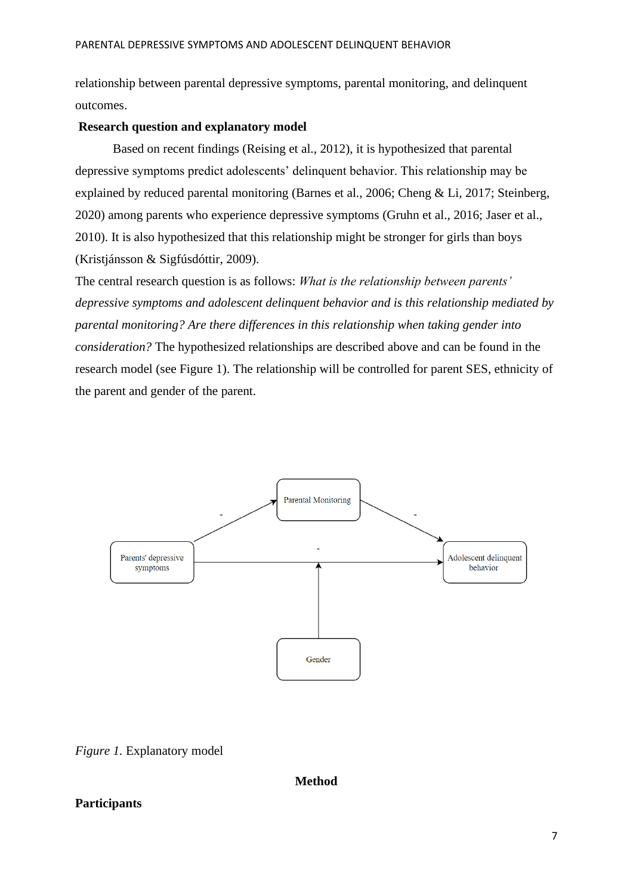relationship between parental depressive symptoms, parental monitoring, and delinquent outcomes.

**Research question and explanatory model**

Based on recent findings (Reising et al., 2012), it is hypothesized that parental depressive symptoms predict adolescents' delinquent behavior. This relationship may be explained by reduced parental monitoring (Barnes et al., 2006; Cheng & Li, 2017; Steinberg, 2020) among parents who experience depressive symptoms (Gruhn et al., 2016; Jaser et al., 2010). It is also hypothesized that this relationship might be stronger for girls than boys (Kristjánsson & Sigfúsdóttir, 2009).

The central research question is as follows: *What is the relationship between parents' depressive symptoms and adolescent delinquent behavior and is this relationship mediated by parental monitoring? Are there differences in this relationship when taking gender into consideration?* The hypothesized relationships are described above and can be found in the research model (see Figure 1). The relationship will be controlled for parent SES, ethnicity of the parent and gender of the parent.

*Figure 1.* Explanatory model

## Method

### Participants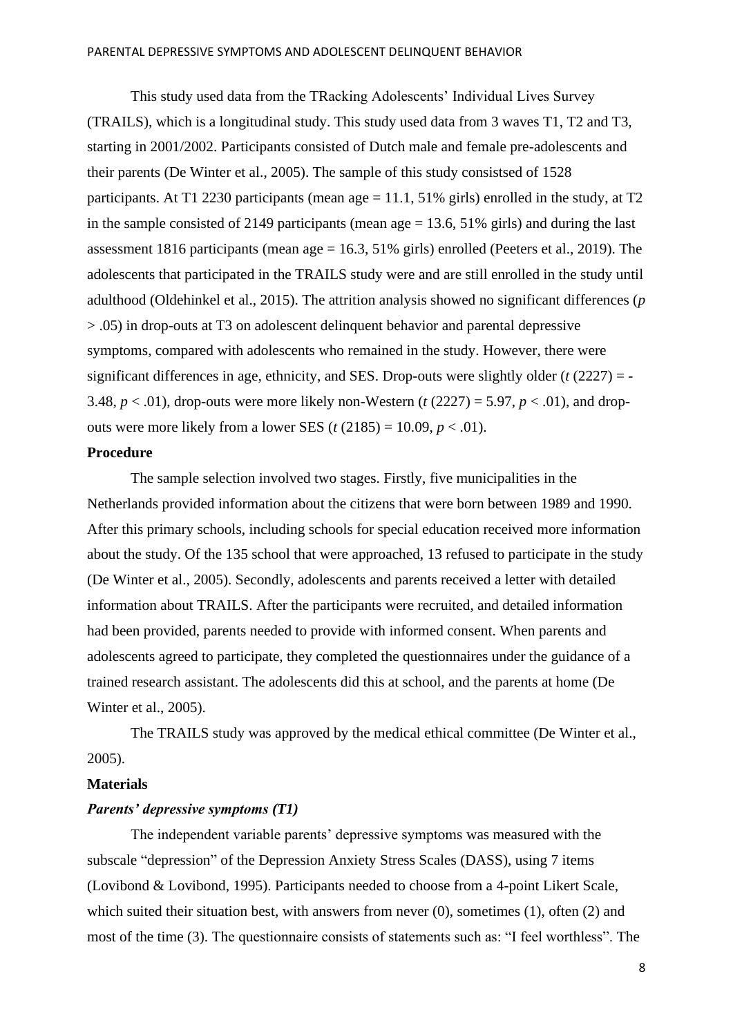This study used data from the TRacking Adolescents' Individual Lives Survey (TRAILS), which is a longitudinal study. This study used data from 3 waves T1, T2 and T3, starting in 2001/2002. Participants consisted of Dutch male and female pre-adolescents and their parents (De Winter et al., 2005). The sample of this study consistsed of 1528 participants. At T1 2230 participants (mean age = 11.1, 51% girls) enrolled in the study, at T2 in the sample consisted of 2149 participants (mean age = 13.6, 51% girls) and during the last assessment 1816 participants (mean age = 16.3, 51% girls) enrolled (Peeters et al., 2019). The adolescents that participated in the TRAILS study were and are still enrolled in the study until adulthood (Oldehinkel et al., 2015). The attrition analysis showed no significant differences ($p > .05$) in drop-outs at T3 on adolescent delinquent behavior and parental depressive symptoms, compared with adolescents who remained in the study. However, there were significant differences in age, ethnicity, and SES. Drop-outs were slightly older ($t$ (2227) = -3.48, $p < .01$), drop-outs were more likely non-Western ($t$ (2227) = 5.97, $p < .01$), and drop-outs were more likely from a lower SES ($t$ (2185) = 10.09, $p < .01$).

**Procedure**

The sample selection involved two stages. Firstly, five municipalities in the Netherlands provided information about the citizens that were born between 1989 and 1990. After this primary schools, including schools for special education received more information about the study. Of the 135 school that were approached, 13 refused to participate in the study (De Winter et al., 2005). Secondly, adolescents and parents received a letter with detailed information about TRAILS. After the participants were recruited, and detailed information had been provided, parents needed to provide with informed consent. When parents and adolescents agreed to participate, they completed the questionnaires under the guidance of a trained research assistant. The adolescents did this at school, and the parents at home (De Winter et al., 2005).

The TRAILS study was approved by the medical ethical committee (De Winter et al., 2005).

**Materials**

***Parents' depressive symptoms (T1)***

The independent variable parents' depressive symptoms was measured with the subscale "depression" of the Depression Anxiety Stress Scales (DASS), using 7 items (Lovibond & Lovibond, 1995). Participants needed to choose from a 4-point Likert Scale, which suited their situation best, with answers from never (0), sometimes (1), often (2) and most of the time (3). The questionnaire consists of statements such as: "I feel worthless". The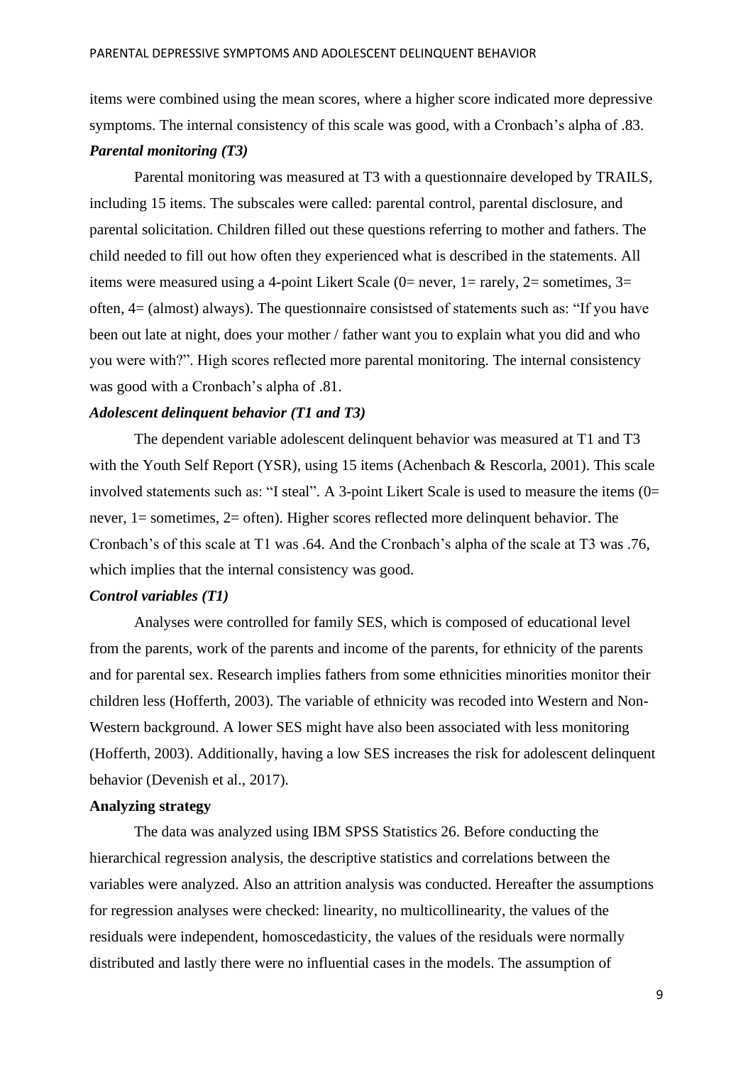items were combined using the mean scores, where a higher score indicated more depressive symptoms. The internal consistency of this scale was good, with a Cronbach's alpha of .83.

***Parental monitoring (T3)***

Parental monitoring was measured at T3 with a questionnaire developed by TRAILS, including 15 items. The subscales were called: parental control, parental disclosure, and parental solicitation. Children filled out these questions referring to mother and fathers. The child needed to fill out how often they experienced what is described in the statements. All items were measured using a 4-point Likert Scale (0= never, 1= rarely, 2= sometimes, 3= often, 4= (almost) always). The questionnaire consistsed of statements such as: "If you have been out late at night, does your mother / father want you to explain what you did and who you were with?". High scores reflected more parental monitoring. The internal consistency was good with a Cronbach's alpha of .81.

***Adolescent delinquent behavior (T1 and T3)***

The dependent variable adolescent delinquent behavior was measured at T1 and T3 with the Youth Self Report (YSR), using 15 items (Achenbach & Rescorla, 2001). This scale involved statements such as: "I steal". A 3-point Likert Scale is used to measure the items (0= never, 1= sometimes, 2= often). Higher scores reflected more delinquent behavior. The Cronbach's of this scale at T1 was .64. And the Cronbach's alpha of the scale at T3 was .76, which implies that the internal consistency was good.

***Control variables (T1)***

Analyses were controlled for family SES, which is composed of educational level from the parents, work of the parents and income of the parents, for ethnicity of the parents and for parental sex. Research implies fathers from some ethnicities minorities monitor their children less (Hofferth, 2003). The variable of ethnicity was recoded into Western and Non-Western background. A lower SES might have also been associated with less monitoring (Hofferth, 2003). Additionally, having a low SES increases the risk for adolescent delinquent behavior (Devenish et al., 2017).

**Analyzing strategy**

The data was analyzed using IBM SPSS Statistics 26. Before conducting the hierarchical regression analysis, the descriptive statistics and correlations between the variables were analyzed. Also an attrition analysis was conducted. Hereafter the assumptions for regression analyses were checked: linearity, no multicollinearity, the values of the residuals were independent, homoscedasticity, the values of the residuals were normally distributed and lastly there were no influential cases in the models. The assumption of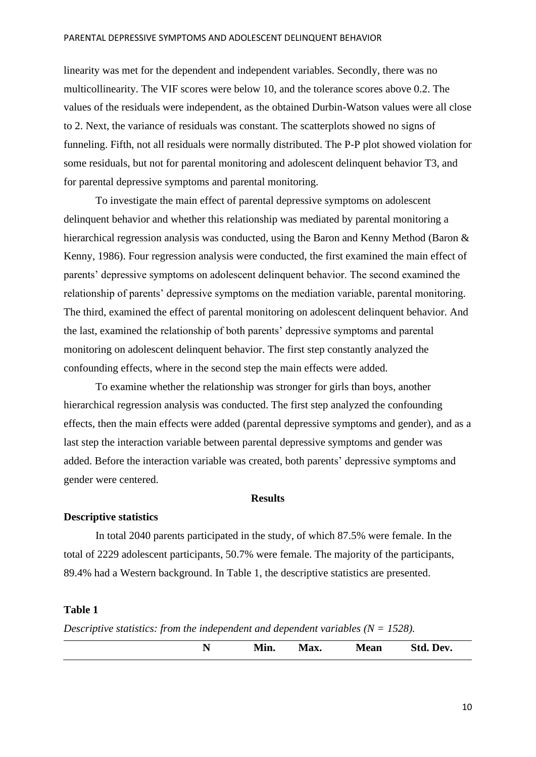linearity was met for the dependent and independent variables. Secondly, there was no multicollinearity. The VIF scores were below 10, and the tolerance scores above 0.2. The values of the residuals were independent, as the obtained Durbin-Watson values were all close to 2. Next, the variance of residuals was constant. The scatterplots showed no signs of funneling. Fifth, not all residuals were normally distributed. The P-P plot showed violation for some residuals, but not for parental monitoring and adolescent delinquent behavior T3, and for parental depressive symptoms and parental monitoring.

To investigate the main effect of parental depressive symptoms on adolescent delinquent behavior and whether this relationship was mediated by parental monitoring a hierarchical regression analysis was conducted, using the Baron and Kenny Method (Baron & Kenny, 1986). Four regression analysis were conducted, the first examined the main effect of parents' depressive symptoms on adolescent delinquent behavior. The second examined the relationship of parents' depressive symptoms on the mediation variable, parental monitoring. The third, examined the effect of parental monitoring on adolescent delinquent behavior. And the last, examined the relationship of both parents' depressive symptoms and parental monitoring on adolescent delinquent behavior. The first step constantly analyzed the confounding effects, where in the second step the main effects were added.

To examine whether the relationship was stronger for girls than boys, another hierarchical regression analysis was conducted. The first step analyzed the confounding effects, then the main effects were added (parental depressive symptoms and gender), and as a last step the interaction variable between parental depressive symptoms and gender was added. Before the interaction variable was created, both parents' depressive symptoms and gender were centered.

## Results

### Descriptive statistics

In total 2040 parents participated in the study, of which 87.5% were female. In the total of 2229 adolescent participants, 50.7% were female. The majority of the participants, 89.4% had a Western background. In Table 1, the descriptive statistics are presented.

**Table 1**

*Descriptive statistics: from the independent and dependent variables ($N$ = 1528).*

| | N | Min. | Max. | Mean | Std. Dev. |
|---|---|---|---|---|---|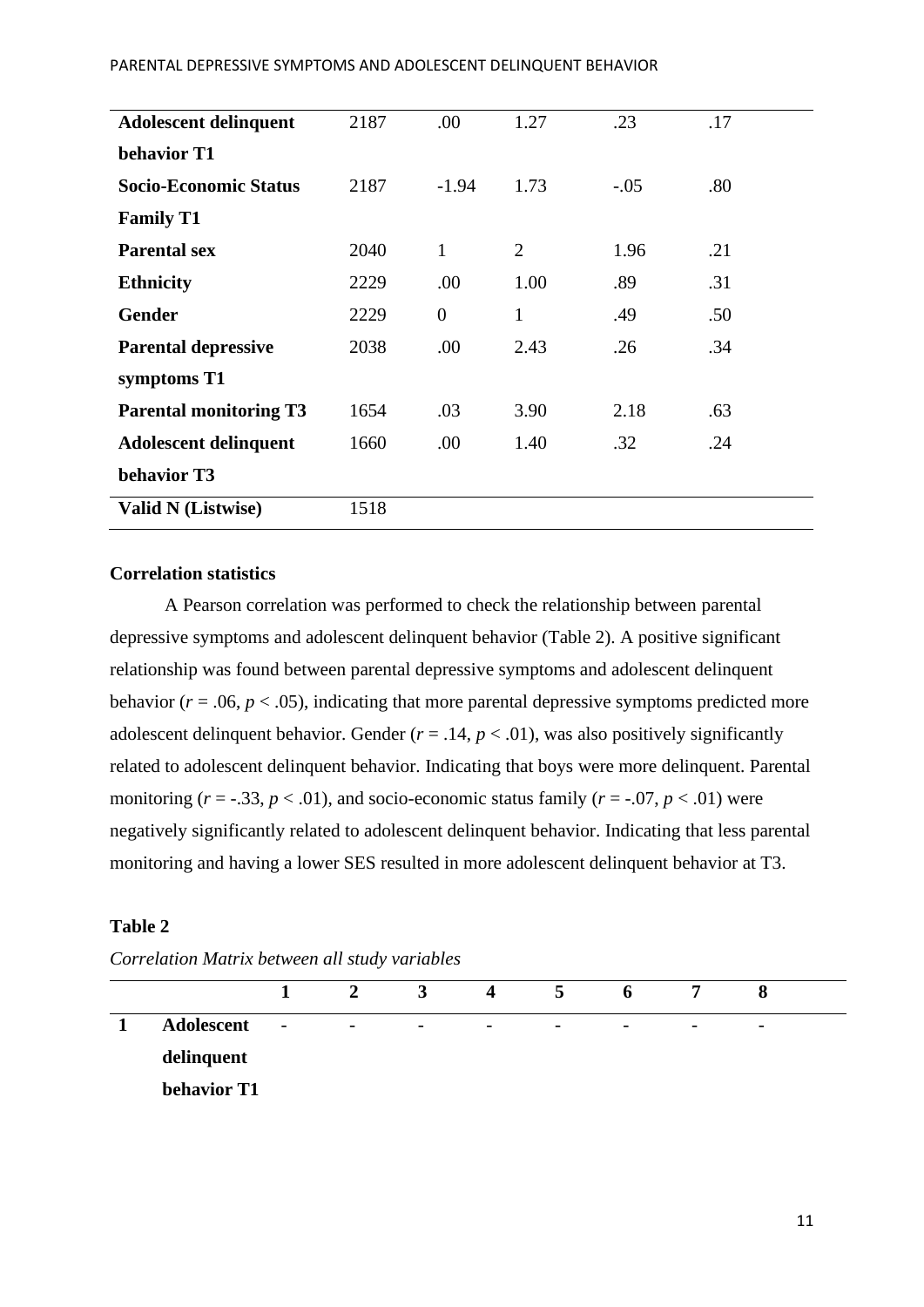| | | | | | |
|---|---|---|---|---|---|
| **Adolescent delinquent behavior T1** | 2187 | .00 | 1.27 | .23 | .17 |
| **Socio-Economic Status Family T1** | 2187 | -1.94 | 1.73 | -.05 | .80 |
| **Parental sex** | 2040 | 1 | 2 | 1.96 | .21 |
| **Ethnicity** | 2229 | .00 | 1.00 | .89 | .31 |
| **Gender** | 2229 | 0 | 1 | .49 | .50 |
| **Parental depressive symptoms T1** | 2038 | .00 | 2.43 | .26 | .34 |
| **Parental monitoring T3** | 1654 | .03 | 3.90 | 2.18 | .63 |
| **Adolescent delinquent behavior T3** | 1660 | .00 | 1.40 | .32 | .24 |
| **Valid N (Listwise)** | 1518 | | | | |

**Correlation statistics**

A Pearson correlation was performed to check the relationship between parental depressive symptoms and adolescent delinquent behavior (Table 2). A positive significant relationship was found between parental depressive symptoms and adolescent delinquent behavior ($r$ = .06, $p$ < .05), indicating that more parental depressive symptoms predicted more adolescent delinquent behavior. Gender ($r$ = .14, $p$ < .01), was also positively significantly related to adolescent delinquent behavior. Indicating that boys were more delinquent. Parental monitoring ($r$ = -.33, $p$ < .01), and socio-economic status family ($r$ = -.07, $p$ < .01) were negatively significantly related to adolescent delinquent behavior. Indicating that less parental monitoring and having a lower SES resulted in more adolescent delinquent behavior at T3.

**Table 2**

*Correlation Matrix between all study variables*

| | | 1 | 2 | 3 | 4 | 5 | 6 | 7 | 8 |
|---|---|---|---|---|---|---|---|---|---|
| **1** | **Adolescent delinquent behavior T1** | - | - | - | - | - | - | - | - |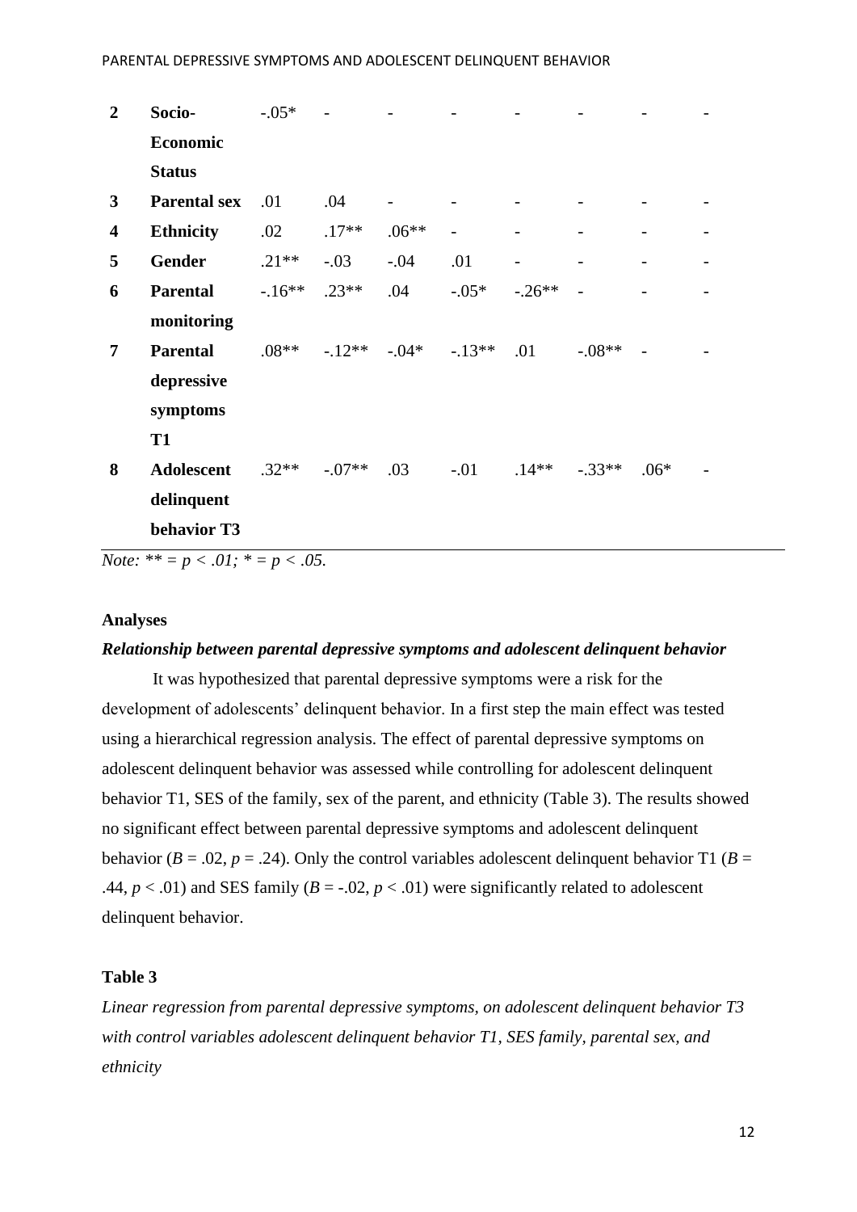| | | | | | | | | | |
|---|---|---|---|---|---|---|---|---|---|
| **2** | **Socio-Economic Status** | -.05* | - | - | - | - | - | - | - |
| **3** | **Parental sex** | .01 | .04 | - | - | - | - | - | - |
| **4** | **Ethnicity** | .02 | .17** | .06** | - | - | - | - | - |
| **5** | **Gender** | .21** | -.03 | -.04 | .01 | - | - | - | - |
| **6** | **Parental monitoring** | -.16** | .23** | .04 | -.05* | -.26** | - | - | - |
| **7** | **Parental depressive symptoms T1** | .08** | -.12** | -.04* | -.13** | .01 | -.08** | - | - |
| **8** | **Adolescent delinquent behavior T3** | .32** | -.07** | .03 | -.01 | .14** | -.33** | .06* | - |

*Note: ** = p < .01; * = p < .05.*

### Analyses

#### *Relationship between parental depressive symptoms and adolescent delinquent behavior*

It was hypothesized that parental depressive symptoms were a risk for the development of adolescents' delinquent behavior. In a first step the main effect was tested using a hierarchical regression analysis. The effect of parental depressive symptoms on adolescent delinquent behavior was assessed while controlling for adolescent delinquent behavior T1, SES of the family, sex of the parent, and ethnicity (Table 3). The results showed no significant effect between parental depressive symptoms and adolescent delinquent behavior ($B$ = .02, $p$ = .24). Only the control variables adolescent delinquent behavior T1 ($B$ = .44, $p$ < .01) and SES family ($B$ = -.02, $p$ < .01) were significantly related to adolescent delinquent behavior.

**Table 3**

*Linear regression from parental depressive symptoms, on adolescent delinquent behavior T3 with control variables adolescent delinquent behavior T1, SES family, parental sex, and ethnicity*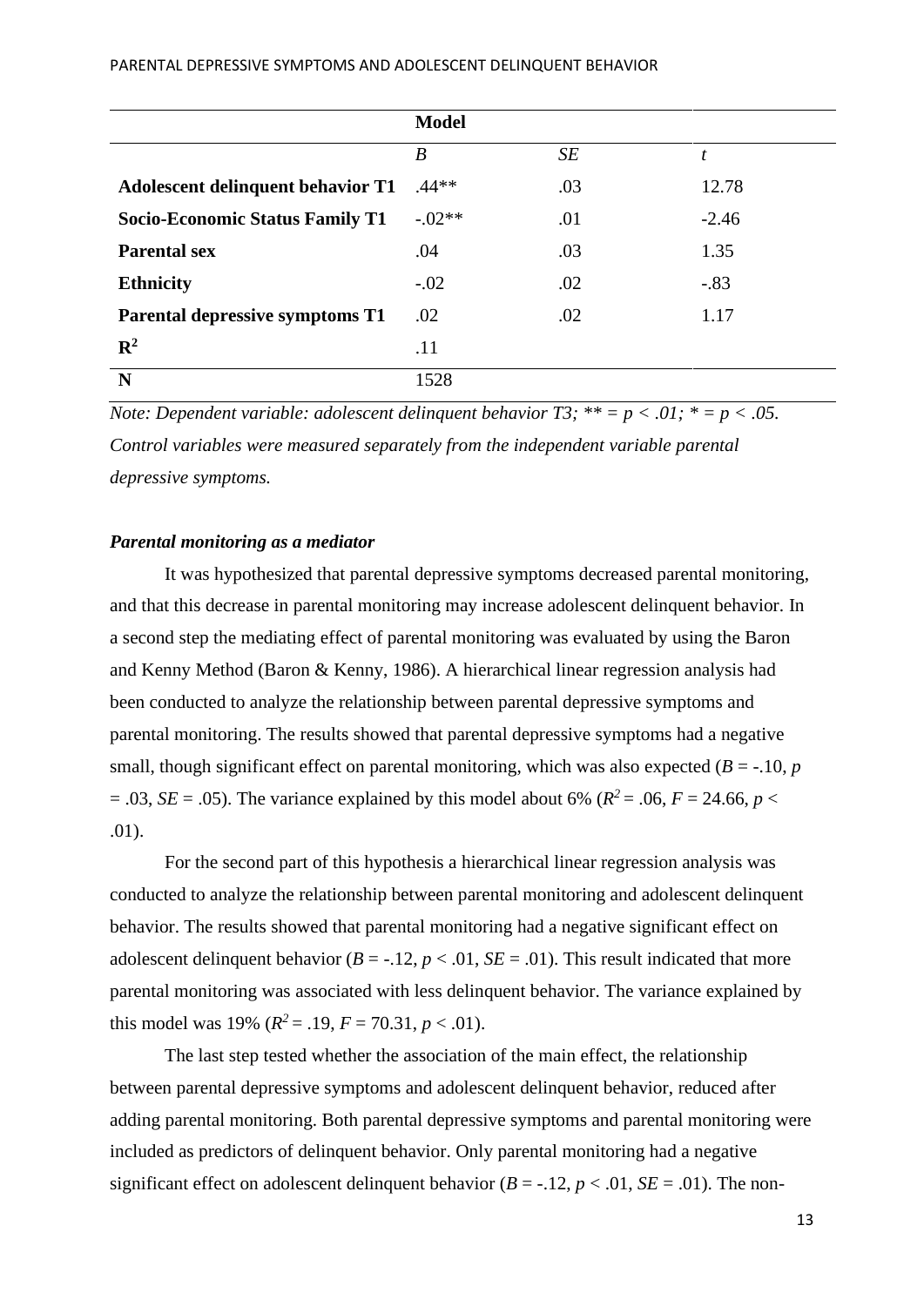| | Model | | |
|---|---|---|---|
| | *B* | *SE* | *t* |
| **Adolescent delinquent behavior T1** | .44** | .03 | 12.78 |
| **Socio-Economic Status Family T1** | -.02** | .01 | -2.46 |
| **Parental sex** | .04 | .03 | 1.35 |
| **Ethnicity** | -.02 | .02 | -.83 |
| **Parental depressive symptoms T1** | .02 | .02 | 1.17 |
| $\mathbf{R^2}$ | .11 | | |
| **N** | 1528 | | |

*Note: Dependent variable: adolescent delinquent behavior T3; ** = p < .01; * = p < .05. Control variables were measured separately from the independent variable parental depressive symptoms.*

***Parental monitoring as a mediator***

It was hypothesized that parental depressive symptoms decreased parental monitoring, and that this decrease in parental monitoring may increase adolescent delinquent behavior. In a second step the mediating effect of parental monitoring was evaluated by using the Baron and Kenny Method (Baron & Kenny, 1986). A hierarchical linear regression analysis had been conducted to analyze the relationship between parental depressive symptoms and parental monitoring. The results showed that parental depressive symptoms had a negative small, though significant effect on parental monitoring, which was also expected ($B$ = -.10, $p$ = .03, $SE$ = .05). The variance explained by this model about 6% ($R^2$ = .06, $F$ = 24.66, $p$ < .01).

For the second part of this hypothesis a hierarchical linear regression analysis was conducted to analyze the relationship between parental monitoring and adolescent delinquent behavior. The results showed that parental monitoring had a negative significant effect on adolescent delinquent behavior ($B$ = -.12, $p$ < .01, $SE$ = .01). This result indicated that more parental monitoring was associated with less delinquent behavior. The variance explained by this model was 19% ($R^2$ = .19, $F$ = 70.31, $p$ < .01).

The last step tested whether the association of the main effect, the relationship between parental depressive symptoms and adolescent delinquent behavior, reduced after adding parental monitoring. Both parental depressive symptoms and parental monitoring were included as predictors of delinquent behavior. Only parental monitoring had a negative significant effect on adolescent delinquent behavior ($B$ = -.12, $p$ < .01, $SE$ = .01). The non-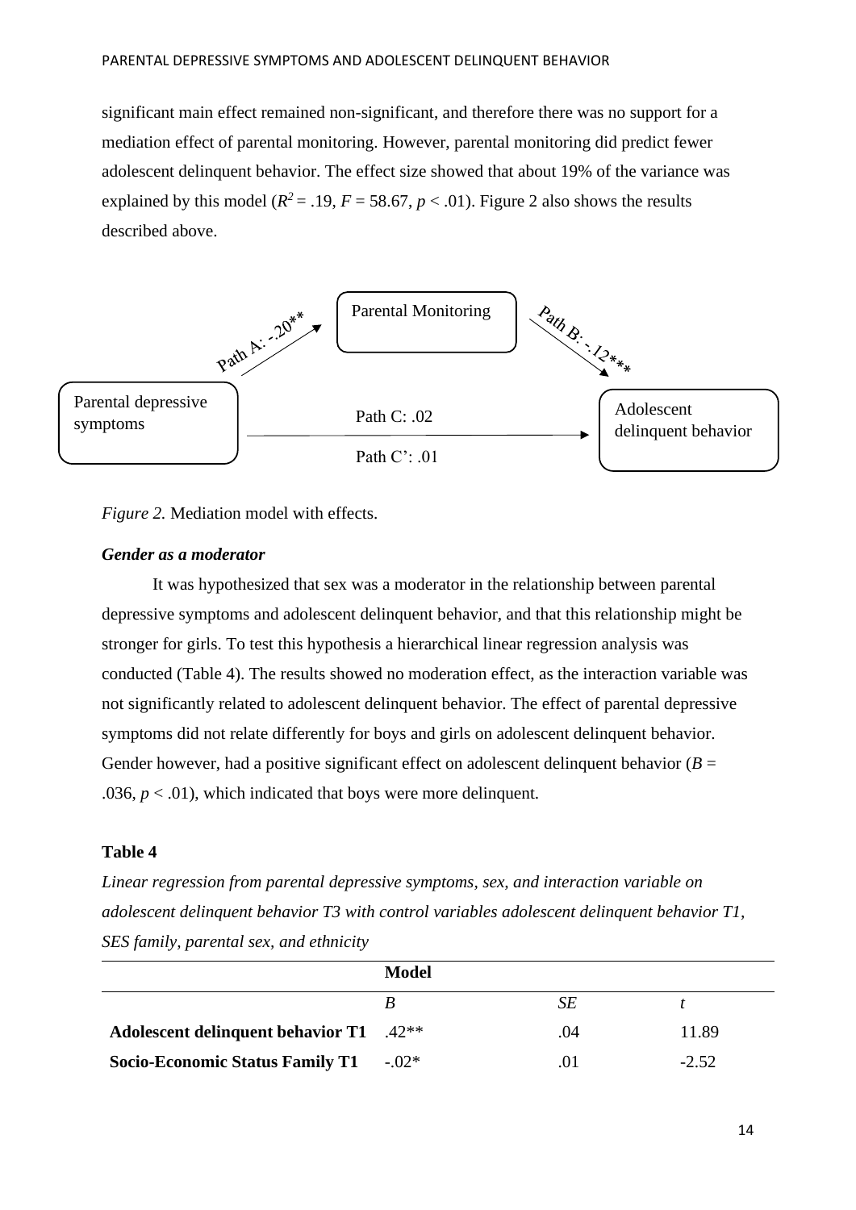significant main effect remained non-significant, and therefore there was no support for a mediation effect of parental monitoring. However, parental monitoring did predict fewer adolescent delinquent behavior. The effect size showed that about 19% of the variance was explained by this model ($R^2 = .19$, $F = 58.67$, $p < .01$). Figure 2 also shows the results described above.

Parental Monitoring

Path A: -.20**

Path B: -.12***

Parental depressive symptoms

Path C: .02

Path C': .01

Adolescent delinquent behavior

*Figure 2.* Mediation model with effects.

### *Gender as a moderator*

It was hypothesized that sex was a moderator in the relationship between parental depressive symptoms and adolescent delinquent behavior, and that this relationship might be stronger for girls. To test this hypothesis a hierarchical linear regression analysis was conducted (Table 4). The results showed no moderation effect, as the interaction variable was not significantly related to adolescent delinquent behavior. The effect of parental depressive symptoms did not relate differently for boys and girls on adolescent delinquent behavior. Gender however, had a positive significant effect on adolescent delinquent behavior ($B = .036$, $p < .01$), which indicated that boys were more delinquent.

**Table 4**

*Linear regression from parental depressive symptoms, sex, and interaction variable on adolescent delinquent behavior T3 with control variables adolescent delinquent behavior T1, SES family, parental sex, and ethnicity*

| | **Model** | | |
|---|---|---|---|
| | *B* | *SE* | *t* |
| **Adolescent delinquent behavior T1** | .42** | .04 | 11.89 |
| **Socio-Economic Status Family T1** | -.02* | .01 | -2.52 |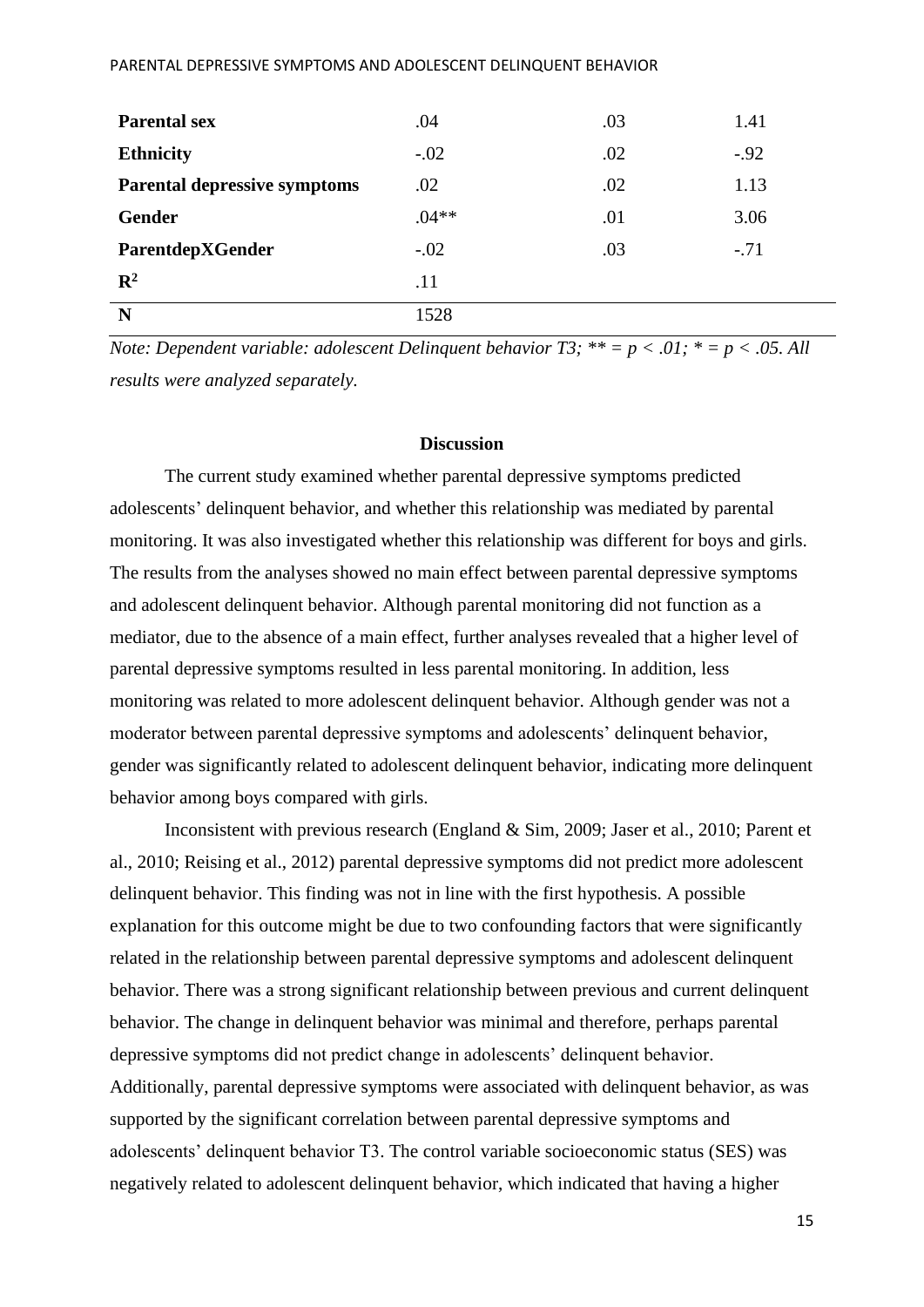| | | | |
|---|---|---|---|
| **Parental sex** | .04 | .03 | 1.41 |
| **Ethnicity** | -.02 | .02 | -.92 |
| **Parental depressive symptoms** | .02 | .02 | 1.13 |
| **Gender** | .04** | .01 | 3.06 |
| **ParentdepXGender** | -.02 | .03 | -.71 |
| $\mathbf{R^2}$ | .11 | | |
| **N** | 1528 | | |

*Note: Dependent variable: adolescent Delinquent behavior T3; ** = p < .01; * = p < .05. All results were analyzed separately.*

## Discussion

The current study examined whether parental depressive symptoms predicted adolescents' delinquent behavior, and whether this relationship was mediated by parental monitoring. It was also investigated whether this relationship was different for boys and girls. The results from the analyses showed no main effect between parental depressive symptoms and adolescent delinquent behavior. Although parental monitoring did not function as a mediator, due to the absence of a main effect, further analyses revealed that a higher level of parental depressive symptoms resulted in less parental monitoring. In addition, less monitoring was related to more adolescent delinquent behavior. Although gender was not a moderator between parental depressive symptoms and adolescents' delinquent behavior, gender was significantly related to adolescent delinquent behavior, indicating more delinquent behavior among boys compared with girls.

Inconsistent with previous research (England & Sim, 2009; Jaser et al., 2010; Parent et al., 2010; Reising et al., 2012) parental depressive symptoms did not predict more adolescent delinquent behavior. This finding was not in line with the first hypothesis. A possible explanation for this outcome might be due to two confounding factors that were significantly related in the relationship between parental depressive symptoms and adolescent delinquent behavior. There was a strong significant relationship between previous and current delinquent behavior. The change in delinquent behavior was minimal and therefore, perhaps parental depressive symptoms did not predict change in adolescents' delinquent behavior. Additionally, parental depressive symptoms were associated with delinquent behavior, as was supported by the significant correlation between parental depressive symptoms and adolescents' delinquent behavior T3. The control variable socioeconomic status (SES) was negatively related to adolescent delinquent behavior, which indicated that having a higher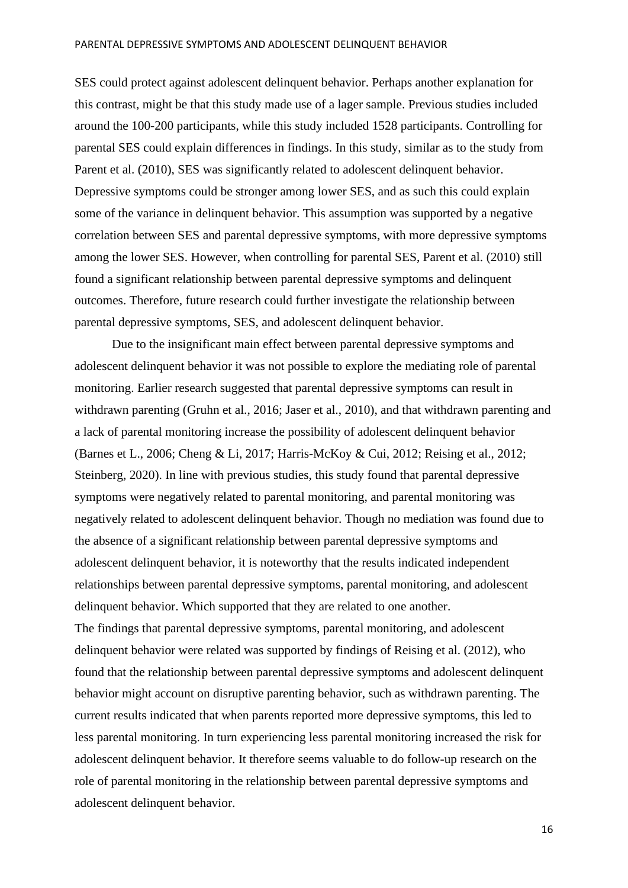SES could protect against adolescent delinquent behavior. Perhaps another explanation for this contrast, might be that this study made use of a lager sample. Previous studies included around the 100-200 participants, while this study included 1528 participants. Controlling for parental SES could explain differences in findings. In this study, similar as to the study from Parent et al. (2010), SES was significantly related to adolescent delinquent behavior. Depressive symptoms could be stronger among lower SES, and as such this could explain some of the variance in delinquent behavior. This assumption was supported by a negative correlation between SES and parental depressive symptoms, with more depressive symptoms among the lower SES. However, when controlling for parental SES, Parent et al. (2010) still found a significant relationship between parental depressive symptoms and delinquent outcomes. Therefore, future research could further investigate the relationship between parental depressive symptoms, SES, and adolescent delinquent behavior.

Due to the insignificant main effect between parental depressive symptoms and adolescent delinquent behavior it was not possible to explore the mediating role of parental monitoring. Earlier research suggested that parental depressive symptoms can result in withdrawn parenting (Gruhn et al., 2016; Jaser et al., 2010), and that withdrawn parenting and a lack of parental monitoring increase the possibility of adolescent delinquent behavior (Barnes et L., 2006; Cheng & Li, 2017; Harris-McKoy & Cui, 2012; Reising et al., 2012; Steinberg, 2020). In line with previous studies, this study found that parental depressive symptoms were negatively related to parental monitoring, and parental monitoring was negatively related to adolescent delinquent behavior. Though no mediation was found due to the absence of a significant relationship between parental depressive symptoms and adolescent delinquent behavior, it is noteworthy that the results indicated independent relationships between parental depressive symptoms, parental monitoring, and adolescent delinquent behavior. Which supported that they are related to one another.

The findings that parental depressive symptoms, parental monitoring, and adolescent delinquent behavior were related was supported by findings of Reising et al. (2012), who found that the relationship between parental depressive symptoms and adolescent delinquent behavior might account on disruptive parenting behavior, such as withdrawn parenting. The current results indicated that when parents reported more depressive symptoms, this led to less parental monitoring. In turn experiencing less parental monitoring increased the risk for adolescent delinquent behavior. It therefore seems valuable to do follow-up research on the role of parental monitoring in the relationship between parental depressive symptoms and adolescent delinquent behavior.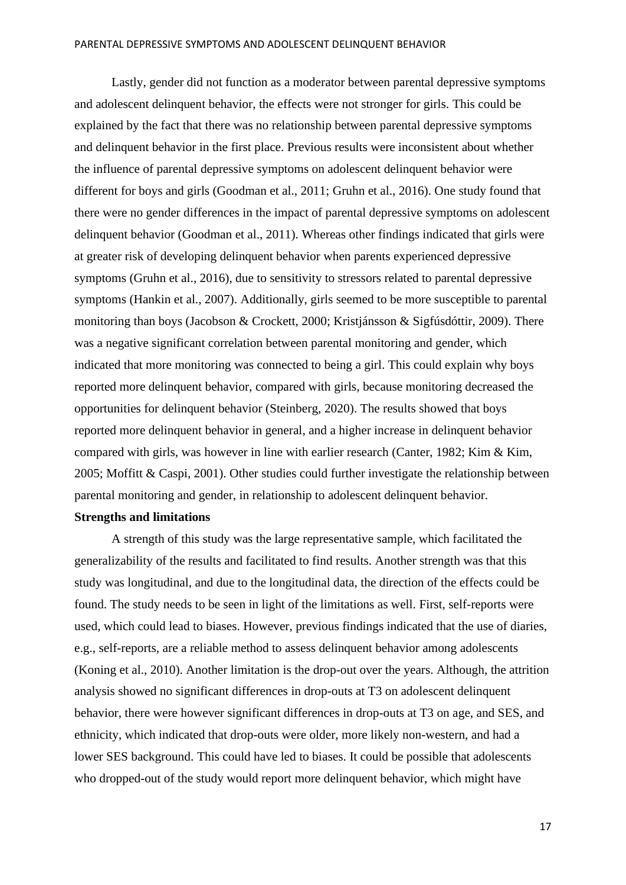Lastly, gender did not function as a moderator between parental depressive symptoms and adolescent delinquent behavior, the effects were not stronger for girls. This could be explained by the fact that there was no relationship between parental depressive symptoms and delinquent behavior in the first place. Previous results were inconsistent about whether the influence of parental depressive symptoms on adolescent delinquent behavior were different for boys and girls (Goodman et al., 2011; Gruhn et al., 2016). One study found that there were no gender differences in the impact of parental depressive symptoms on adolescent delinquent behavior (Goodman et al., 2011). Whereas other findings indicated that girls were at greater risk of developing delinquent behavior when parents experienced depressive symptoms (Gruhn et al., 2016), due to sensitivity to stressors related to parental depressive symptoms (Hankin et al., 2007). Additionally, girls seemed to be more susceptible to parental monitoring than boys (Jacobson & Crockett, 2000; Kristjánsson & Sigfúsdóttir, 2009). There was a negative significant correlation between parental monitoring and gender, which indicated that more monitoring was connected to being a girl. This could explain why boys reported more delinquent behavior, compared with girls, because monitoring decreased the opportunities for delinquent behavior (Steinberg, 2020). The results showed that boys reported more delinquent behavior in general, and a higher increase in delinquent behavior compared with girls, was however in line with earlier research (Canter, 1982; Kim & Kim, 2005; Moffitt & Caspi, 2001). Other studies could further investigate the relationship between parental monitoring and gender, in relationship to adolescent delinquent behavior.

**Strengths and limitations**

A strength of this study was the large representative sample, which facilitated the generalizability of the results and facilitated to find results. Another strength was that this study was longitudinal, and due to the longitudinal data, the direction of the effects could be found. The study needs to be seen in light of the limitations as well. First, self-reports were used, which could lead to biases. However, previous findings indicated that the use of diaries, e.g., self-reports, are a reliable method to assess delinquent behavior among adolescents (Koning et al., 2010). Another limitation is the drop-out over the years. Although, the attrition analysis showed no significant differences in drop-outs at T3 on adolescent delinquent behavior, there were however significant differences in drop-outs at T3 on age, and SES, and ethnicity, which indicated that drop-outs were older, more likely non-western, and had a lower SES background. This could have led to biases. It could be possible that adolescents who dropped-out of the study would report more delinquent behavior, which might have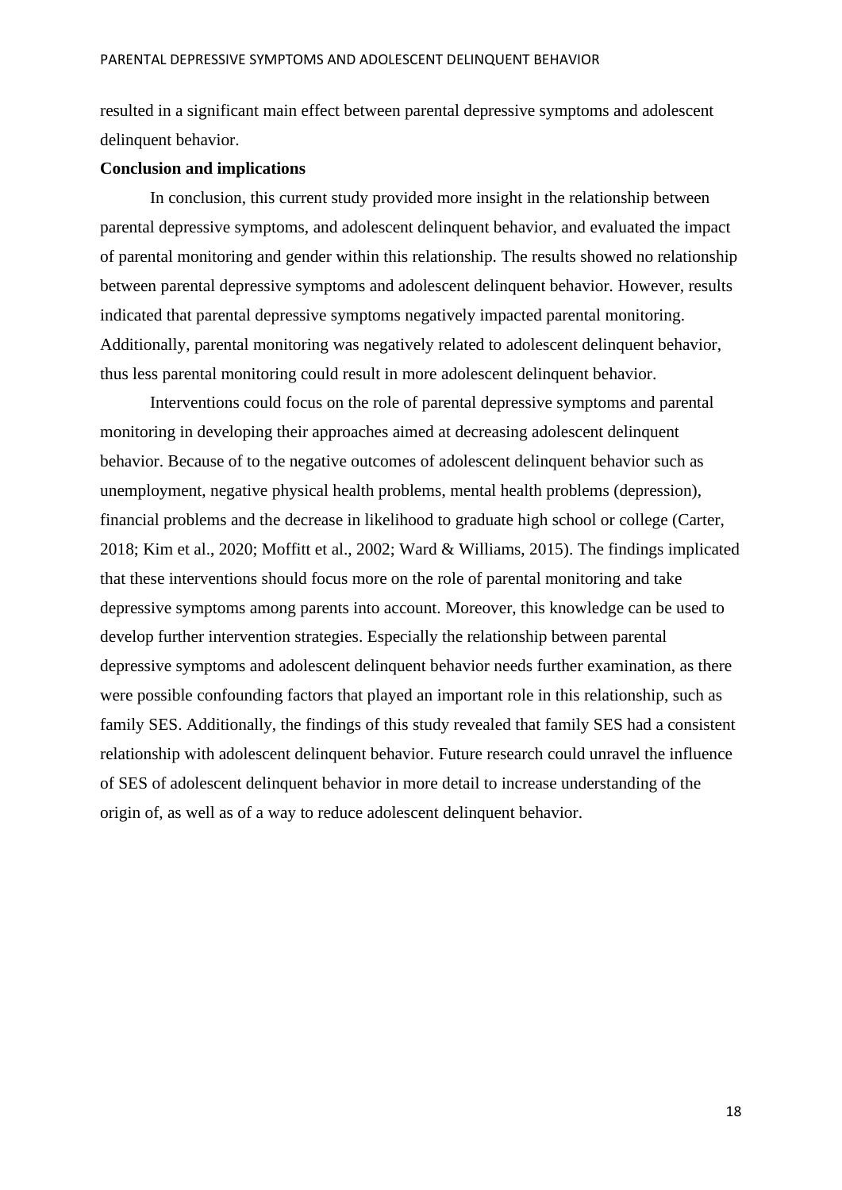resulted in a significant main effect between parental depressive symptoms and adolescent delinquent behavior.

**Conclusion and implications**

In conclusion, this current study provided more insight in the relationship between parental depressive symptoms, and adolescent delinquent behavior, and evaluated the impact of parental monitoring and gender within this relationship. The results showed no relationship between parental depressive symptoms and adolescent delinquent behavior. However, results indicated that parental depressive symptoms negatively impacted parental monitoring. Additionally, parental monitoring was negatively related to adolescent delinquent behavior, thus less parental monitoring could result in more adolescent delinquent behavior.

Interventions could focus on the role of parental depressive symptoms and parental monitoring in developing their approaches aimed at decreasing adolescent delinquent behavior. Because of to the negative outcomes of adolescent delinquent behavior such as unemployment, negative physical health problems, mental health problems (depression), financial problems and the decrease in likelihood to graduate high school or college (Carter, 2018; Kim et al., 2020; Moffitt et al., 2002; Ward & Williams, 2015). The findings implicated that these interventions should focus more on the role of parental monitoring and take depressive symptoms among parents into account. Moreover, this knowledge can be used to develop further intervention strategies. Especially the relationship between parental depressive symptoms and adolescent delinquent behavior needs further examination, as there were possible confounding factors that played an important role in this relationship, such as family SES. Additionally, the findings of this study revealed that family SES had a consistent relationship with adolescent delinquent behavior. Future research could unravel the influence of SES of adolescent delinquent behavior in more detail to increase understanding of the origin of, as well as of a way to reduce adolescent delinquent behavior.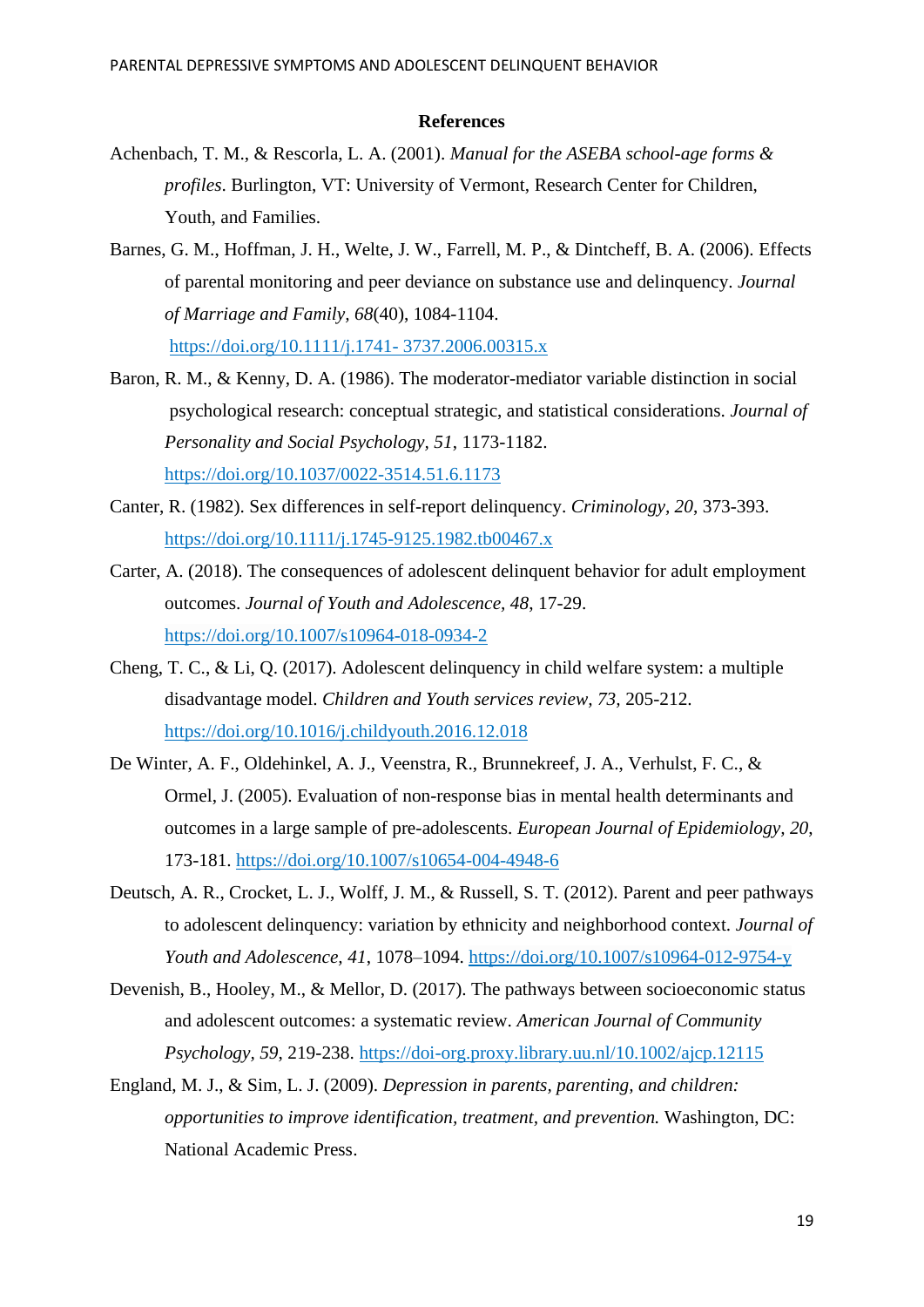## References

Achenbach, T. M., & Rescorla, L. A. (2001). *Manual for the ASEBA school-age forms & profiles*. Burlington, VT: University of Vermont, Research Center for Children, Youth, and Families.

Barnes, G. M., Hoffman, J. H., Welte, J. W., Farrell, M. P., & Dintcheff, B. A. (2006). Effects of parental monitoring and peer deviance on substance use and delinquency. *Journal of Marriage and Family, 68*(40), 1084-1104. https://doi.org/10.1111/j.1741- 3737.2006.00315.x

Baron, R. M., & Kenny, D. A. (1986). The moderator-mediator variable distinction in social psychological research: conceptual strategic, and statistical considerations. *Journal of Personality and Social Psychology, 51*, 1173-1182. https://doi.org/10.1037/0022-3514.51.6.1173

Canter, R. (1982). Sex differences in self-report delinquency. *Criminology, 20*, 373-393. https://doi.org/10.1111/j.1745-9125.1982.tb00467.x

Carter, A. (2018). The consequences of adolescent delinquent behavior for adult employment outcomes. *Journal of Youth and Adolescence, 48*, 17-29. https://doi.org/10.1007/s10964-018-0934-2

Cheng, T. C., & Li, Q. (2017). Adolescent delinquency in child welfare system: a multiple disadvantage model. *Children and Youth services review, 73*, 205-212. https://doi.org/10.1016/j.childyouth.2016.12.018

De Winter, A. F., Oldehinkel, A. J., Veenstra, R., Brunnekreef, J. A., Verhulst, F. C., & Ormel, J. (2005). Evaluation of non-response bias in mental health determinants and outcomes in a large sample of pre-adolescents. *European Journal of Epidemiology, 20*, 173-181. https://doi.org/10.1007/s10654-004-4948-6

Deutsch, A. R., Crocket, L. J., Wolff, J. M., & Russell, S. T. (2012). Parent and peer pathways to adolescent delinquency: variation by ethnicity and neighborhood context. *Journal of Youth and Adolescence, 41*, 1078–1094. https://doi.org/10.1007/s10964-012-9754-y

Devenish, B., Hooley, M., & Mellor, D. (2017). The pathways between socioeconomic status and adolescent outcomes: a systematic review. *American Journal of Community Psychology, 59*, 219-238. https://doi-org.proxy.library.uu.nl/10.1002/ajcp.12115

England, M. J., & Sim, L. J. (2009). *Depression in parents, parenting, and children: opportunities to improve identification, treatment, and prevention.* Washington, DC: National Academic Press.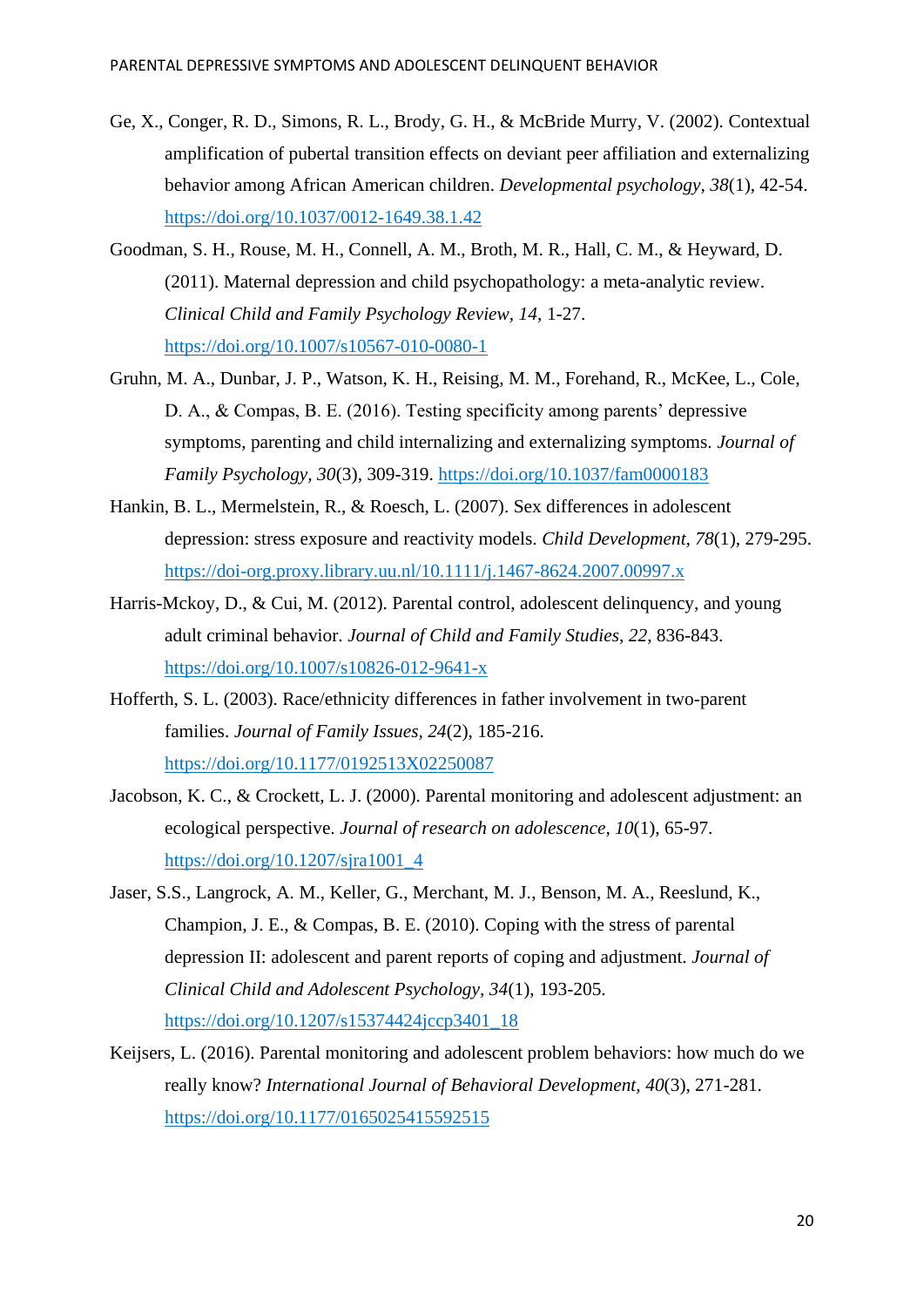Ge, X., Conger, R. D., Simons, R. L., Brody, G. H., & McBride Murry, V. (2002). Contextual amplification of pubertal transition effects on deviant peer affiliation and externalizing behavior among African American children. *Developmental psychology*, *38*(1), 42-54. https://doi.org/10.1037/0012-1649.38.1.42

Goodman, S. H., Rouse, M. H., Connell, A. M., Broth, M. R., Hall, C. M., & Heyward, D. (2011). Maternal depression and child psychopathology: a meta-analytic review. *Clinical Child and Family Psychology Review*, *14*, 1-27. https://doi.org/10.1007/s10567-010-0080-1

Gruhn, M. A., Dunbar, J. P., Watson, K. H., Reising, M. M., Forehand, R., McKee, L., Cole, D. A., & Compas, B. E. (2016). Testing specificity among parents' depressive symptoms, parenting and child internalizing and externalizing symptoms. *Journal of Family Psychology*, *30*(3), 309-319. https://doi.org/10.1037/fam0000183

Hankin, B. L., Mermelstein, R., & Roesch, L. (2007). Sex differences in adolescent depression: stress exposure and reactivity models. *Child Development*, *78*(1), 279-295. https://doi-org.proxy.library.uu.nl/10.1111/j.1467-8624.2007.00997.x

Harris-Mckoy, D., & Cui, M. (2012). Parental control, adolescent delinquency, and young adult criminal behavior. *Journal of Child and Family Studies*, *22*, 836-843. https://doi.org/10.1007/s10826-012-9641-x

Hofferth, S. L. (2003). Race/ethnicity differences in father involvement in two-parent families. *Journal of Family Issues*, *24*(2), 185-216. https://doi.org/10.1177/0192513X02250087

Jacobson, K. C., & Crockett, L. J. (2000). Parental monitoring and adolescent adjustment: an ecological perspective. *Journal of research on adolescence*, *10*(1), 65-97. https://doi.org/10.1207/sjra1001_4

Jaser, S.S., Langrock, A. M., Keller, G., Merchant, M. J., Benson, M. A., Reeslund, K., Champion, J. E., & Compas, B. E. (2010). Coping with the stress of parental depression II: adolescent and parent reports of coping and adjustment. *Journal of Clinical Child and Adolescent Psychology*, *34*(1), 193-205. https://doi.org/10.1207/s15374424jccp3401_18

Keijsers, L. (2016). Parental monitoring and adolescent problem behaviors: how much do we really know? *International Journal of Behavioral Development*, *40*(3), 271-281. https://doi.org/10.1177/0165025415592515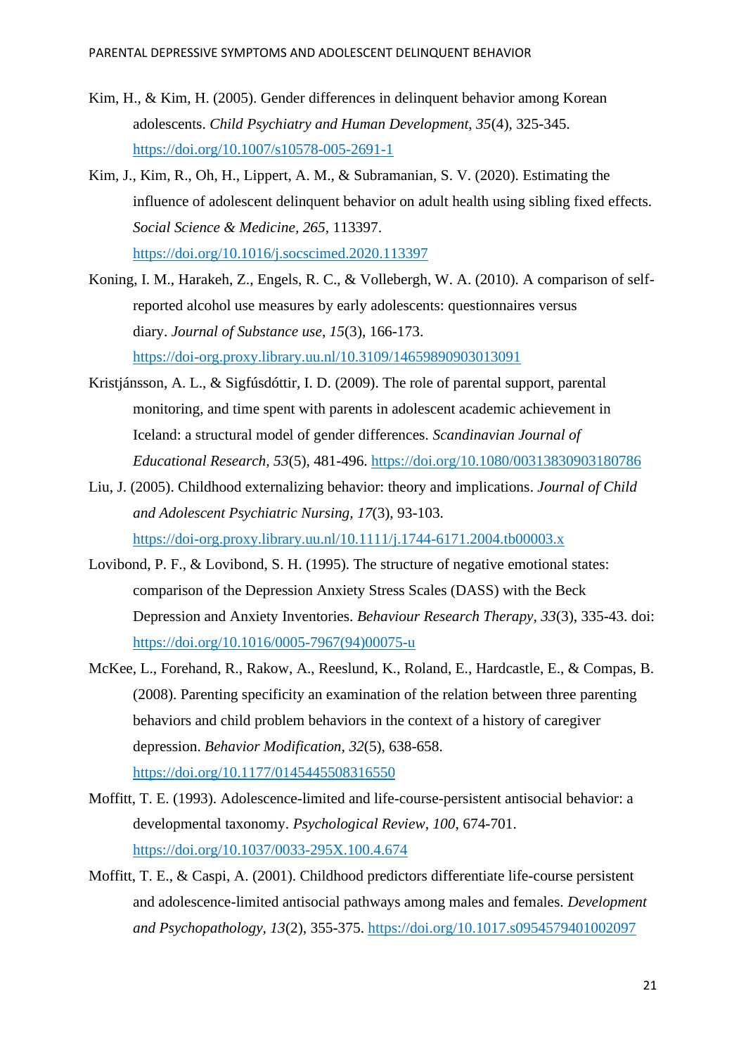Kim, H., & Kim, H. (2005). Gender differences in delinquent behavior among Korean adolescents. *Child Psychiatry and Human Development*, *35*(4), 325-345. https://doi.org/10.1007/s10578-005-2691-1

Kim, J., Kim, R., Oh, H., Lippert, A. M., & Subramanian, S. V. (2020). Estimating the influence of adolescent delinquent behavior on adult health using sibling fixed effects. *Social Science & Medicine*, *265*, 113397. https://doi.org/10.1016/j.socscimed.2020.113397

Koning, I. M., Harakeh, Z., Engels, R. C., & Vollebergh, W. A. (2010). A comparison of self-reported alcohol use measures by early adolescents: questionnaires versus diary. *Journal of Substance use*, *15*(3), 166-173. https://doi-org.proxy.library.uu.nl/10.3109/14659890903013091

Kristjánsson, A. L., & Sigfúsdóttir, I. D. (2009). The role of parental support, parental monitoring, and time spent with parents in adolescent academic achievement in Iceland: a structural model of gender differences. *Scandinavian Journal of Educational Research, 53*(5), 481-496. https://doi.org/10.1080/00313830903180786

Liu, J. (2005). Childhood externalizing behavior: theory and implications. *Journal of Child and Adolescent Psychiatric Nursing, 17*(3), 93-103. https://doi-org.proxy.library.uu.nl/10.1111/j.1744-6171.2004.tb00003.x

Lovibond, P. F., & Lovibond, S. H. (1995). The structure of negative emotional states: comparison of the Depression Anxiety Stress Scales (DASS) with the Beck Depression and Anxiety Inventories. *Behaviour Research Therapy, 33*(3), 335-43. doi: https://doi.org/10.1016/0005-7967(94)00075-u

McKee, L., Forehand, R., Rakow, A., Reeslund, K., Roland, E., Hardcastle, E., & Compas, B. (2008). Parenting specificity an examination of the relation between three parenting behaviors and child problem behaviors in the context of a history of caregiver depression. *Behavior Modification*, *32*(5), 638-658. https://doi.org/10.1177/0145445508316550

Moffitt, T. E. (1993). Adolescence-limited and life-course-persistent antisocial behavior: a developmental taxonomy. *Psychological Review, 100*, 674-701. https://doi.org/10.1037/0033-295X.100.4.674

Moffitt, T. E., & Caspi, A. (2001). Childhood predictors differentiate life-course persistent and adolescence-limited antisocial pathways among males and females. *Development and Psychopathology, 13*(2), 355-375. https://doi.org/10.1017.s0954579401002097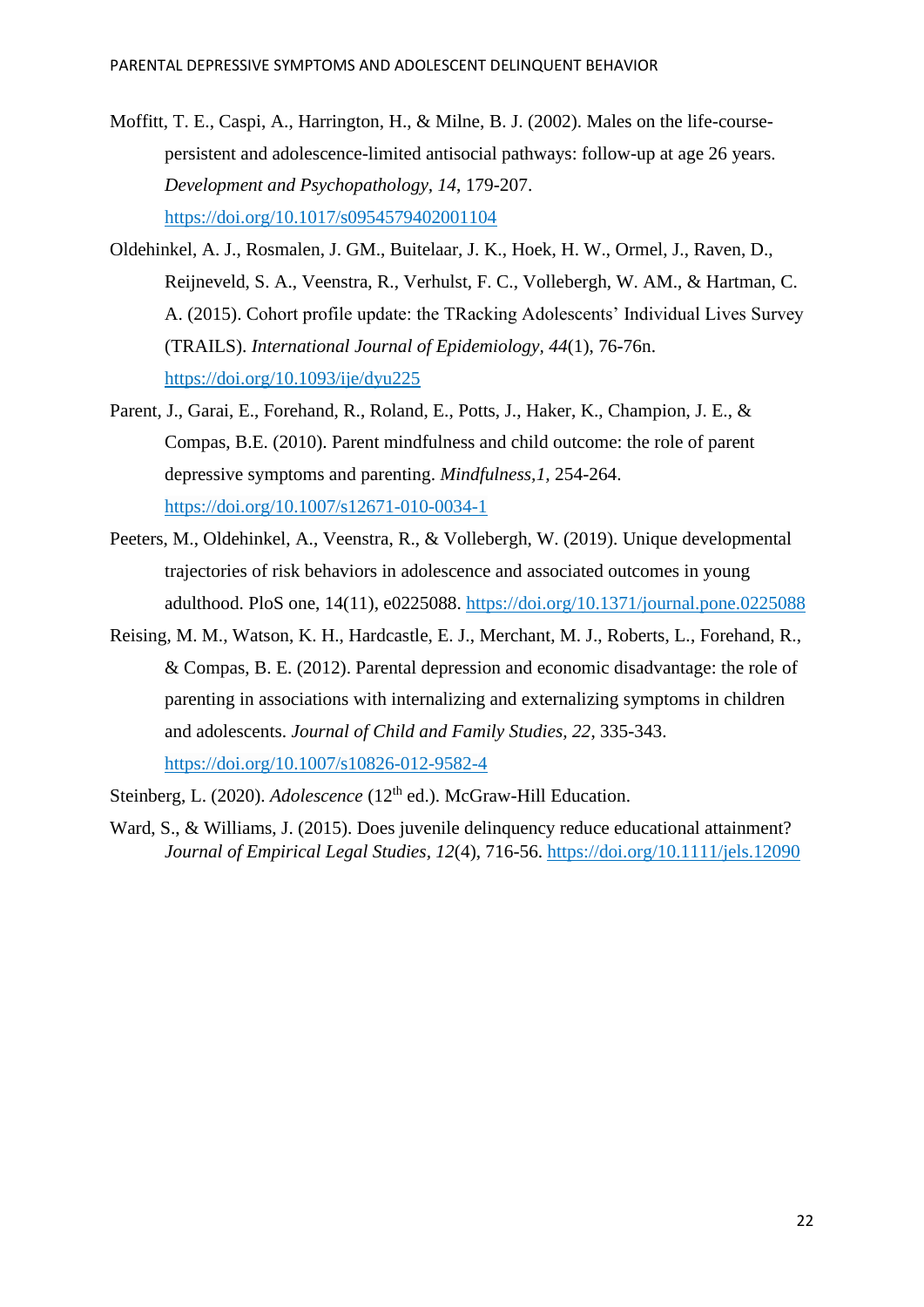Moffitt, T. E., Caspi, A., Harrington, H., & Milne, B. J. (2002). Males on the life-course-persistent and adolescence-limited antisocial pathways: follow-up at age 26 years. *Development and Psychopathology, 14*, 179-207. https://doi.org/10.1017/s0954579402001104

Oldehinkel, A. J., Rosmalen, J. GM., Buitelaar, J. K., Hoek, H. W., Ormel, J., Raven, D., Reijneveld, S. A., Veenstra, R., Verhulst, F. C., Vollebergh, W. AM., & Hartman, C. A. (2015). Cohort profile update: the TRacking Adolescents' Individual Lives Survey (TRAILS). *International Journal of Epidemiology*, *44*(1), 76-76n. https://doi.org/10.1093/ije/dyu225

Parent, J., Garai, E., Forehand, R., Roland, E., Potts, J., Haker, K., Champion, J. E., & Compas, B.E. (2010). Parent mindfulness and child outcome: the role of parent depressive symptoms and parenting. *Mindfulness,1*, 254-264. https://doi.org/10.1007/s12671-010-0034-1

Peeters, M., Oldehinkel, A., Veenstra, R., & Vollebergh, W. (2019). Unique developmental trajectories of risk behaviors in adolescence and associated outcomes in young adulthood. PloS one, 14(11), e0225088. https://doi.org/10.1371/journal.pone.0225088

Reising, M. M., Watson, K. H., Hardcastle, E. J., Merchant, M. J., Roberts, L., Forehand, R., & Compas, B. E. (2012). Parental depression and economic disadvantage: the role of parenting in associations with internalizing and externalizing symptoms in children and adolescents. *Journal of Child and Family Studies, 22*, 335-343. https://doi.org/10.1007/s10826-012-9582-4

Steinberg, L. (2020). *Adolescence* (12th ed.). McGraw-Hill Education.

Ward, S., & Williams, J. (2015). Does juvenile delinquency reduce educational attainment? *Journal of Empirical Legal Studies*, *12*(4), 716-56. https://doi.org/10.1111/jels.12090